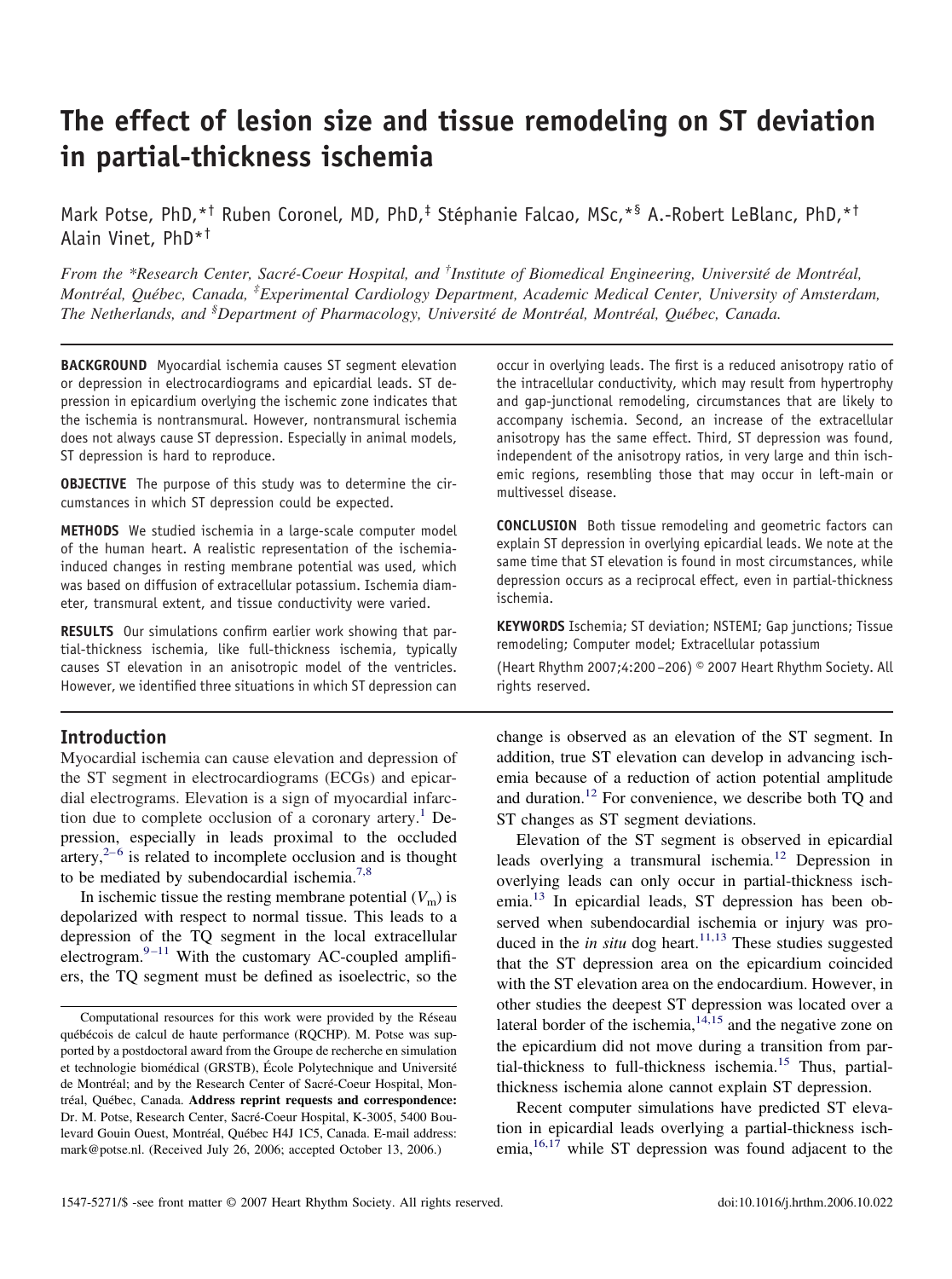# The effect of lesion size and tissue remodeling on ST deviation in partial-thickness ischemia

Mark Potse, PhD,*† Ruben Coronel, MD, PhD,‡ Stéphanie Falcao, MSc,*§ A.-Robert LeBlanc, PhD,*† Alain Vinet, PhD*†

*From the \*Research Center, Sacré-Coeur Hospital, and †Institute of Biomedical Engineering, Université de Montréal, Montréal, Québec, Canada, ‡Experimental Cardiology Department, Academic Medical Center, University of Amsterdam, The Netherlands, and §Department of Pharmacology, Université de Montréal, Montréal, Québec, Canada.*

**BACKGROUND** Myocardial ischemia causes ST segment elevation or depression in electrocardiograms and epicardial leads. ST depression in epicardium overlying the ischemic zone indicates that the ischemia is nontransmural. However, nontransmural ischemia does not always cause ST depression. Especially in animal models, ST depression is hard to reproduce.

**OBJECTIVE** The purpose of this study was to determine the circumstances in which ST depression could be expected.

**METHODS** We studied ischemia in a large-scale computer model of the human heart. A realistic representation of the ischemia-induced changes in resting membrane potential was used, which was based on diffusion of extracellular potassium. Ischemia diameter, transmural extent, and tissue conductivity were varied.

**RESULTS** Our simulations confirm earlier work showing that partial-thickness ischemia, like full-thickness ischemia, typically causes ST elevation in an anisotropic model of the ventricles. However, we identified three situations in which ST depression can occur in overlying leads. The first is a reduced anisotropy ratio of the intracellular conductivity, which may result from hypertrophy and gap-junctional remodeling, circumstances that are likely to accompany ischemia. Second, an increase of the extracellular anisotropy has the same effect. Third, ST depression was found, independent of the anisotropy ratios, in very large and thin ischemic regions, resembling those that may occur in left-main or multivessel disease.

**CONCLUSION** Both tissue remodeling and geometric factors can explain ST depression in overlying epicardial leads. We note at the same time that ST elevation is found in most circumstances, while depression occurs as a reciprocal effect, even in partial-thickness ischemia.

**KEYWORDS** Ischemia; ST deviation; NSTEMI; Gap junctions; Tissue remodeling; Computer model; Extracellular potassium

(Heart Rhythm 2007;4:200–206) © 2007 Heart Rhythm Society. All rights reserved.

## Introduction

Myocardial ischemia can cause elevation and depression of the ST segment in electrocardiograms (ECGs) and epicardial electrograms. Elevation is a sign of myocardial infarction due to complete occlusion of a coronary artery.[1] Depression, especially in leads proximal to the occluded artery,[2–6] is related to incomplete occlusion and is thought to be mediated by subendocardial ischemia.[7,8]

In ischemic tissue the resting membrane potential ($V_m$) is depolarized with respect to normal tissue. This leads to a depression of the TQ segment in the local extracellular electrogram.[9–11] With the customary AC-coupled amplifiers, the TQ segment must be defined as isoelectric, so the change is observed as an elevation of the ST segment. In addition, true ST elevation can develop in advancing ischemia because of a reduction of action potential amplitude and duration.[12] For convenience, we describe both TQ and ST changes as ST segment deviations.

Elevation of the ST segment is observed in epicardial leads overlying a transmural ischemia.[12] Depression in overlying leads can only occur in partial-thickness ischemia.[13] In epicardial leads, ST depression has been observed when subendocardial ischemia or injury was produced in the *in situ* dog heart.[11,13] These studies suggested that the ST depression area on the epicardium coincided with the ST elevation area on the endocardium. However, in other studies the deepest ST depression was located over a lateral border of the ischemia,[14,15] and the negative zone on the epicardium did not move during a transition from partial-thickness to full-thickness ischemia.[15] Thus, partial-thickness ischemia alone cannot explain ST depression.

Recent computer simulations have predicted ST elevation in epicardial leads overlying a partial-thickness ischemia,[16,17] while ST depression was found adjacent to the

Computational resources for this work were provided by the Réseau québécois de calcul de haute performance (RQCHP). M. Potse was supported by a postdoctoral award from the Groupe de recherche en simulation et technologie biomédical (GRSTB), École Polytechnique and Université de Montréal; and by the Research Center of Sacré-Coeur Hospital, Montréal, Québec, Canada. **Address reprint requests and correspondence:** Dr. M. Potse, Research Center, Sacré-Coeur Hospital, K-3005, 5400 Boulevard Gouin Ouest, Montréal, Québec H4J 1C5, Canada. E-mail address: mark@potse.nl. (Received July 26, 2006; accepted October 13, 2006.)

1547-5271/$ -see front matter © 2007 Heart Rhythm Society. All rights reserved. doi:10.1016/j.hrthm.2006.10.022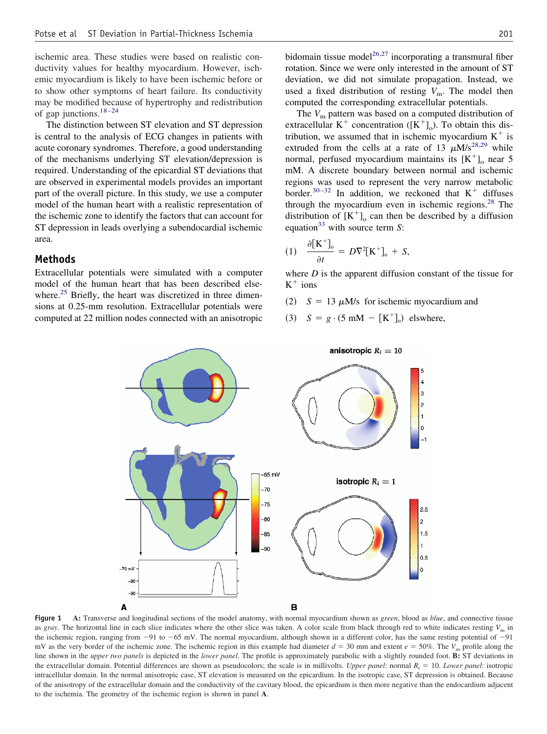ischemic area. These studies were based on realistic conductivity values for healthy myocardium. However, ischemic myocardium is likely to have been ischemic before or to show other symptoms of heart failure. Its conductivity may be modified because of hypertrophy and redistribution of gap junctions.[18–24]

The distinction between ST elevation and ST depression is central to the analysis of ECG changes in patients with acute coronary syndromes. Therefore, a good understanding of the mechanisms underlying ST elevation/depression is required. Understanding of the epicardial ST deviations that are observed in experimental models provides an important part of the overall picture. In this study, we use a computer model of the human heart with a realistic representation of the ischemic zone to identify the factors that can account for ST depression in leads overlying a subendocardial ischemic area.

## Methods

Extracellular potentials were simulated with a computer model of the human heart that has been described elsewhere.[25] Briefly, the heart was discretized in three dimensions at 0.25-mm resolution. Extracellular potentials were computed at 22 million nodes connected with an anisotropic bidomain tissue model[26,27] incorporating a transmural fiber rotation. Since we were only interested in the amount of ST deviation, we did not simulate propagation. Instead, we used a fixed distribution of resting $V_m$. The model then computed the corresponding extracellular potentials.

The $V_m$ pattern was based on a computed distribution of extracellular $K^+$ concentration ($[K^+]_o$). To obtain this distribution, we assumed that in ischemic myocardium $K^+$ is extruded from the cells at a rate of 13 $\mu$M/s[28,29] while normal, perfused myocardium maintains its $[K^+]_o$ near 5 mM. A discrete boundary between normal and ischemic regions was used to represent the very narrow metabolic border.[30–32] In addition, we reckoned that $K^+$ diffuses through the myocardium even in ischemic regions.[28] The distribution of $[K^+]_o$ can then be described by a diffusion equation[33] with source term $S$:

$$(1) \quad \frac{\partial [K^+]_o}{\partial t} = D\nabla^2[K^+]_o + S,$$

where $D$ is the apparent diffusion constant of the tissue for $K^+$ ions

$$(2) \quad S = 13\ \mu\text{M/s} \ \text{ for ischemic myocardium and}$$

$$(3) \quad S = g \cdot (5\ \text{mM} - [K^+]_o) \ \text{ elswhere,}$$

**Figure 1** **A:** Transverse and longitudinal sections of the model anatomy, with normal myocardium shown as *green*, blood as *blue*, and connective tissue as *gray*. The horizontal line in each slice indicates where the other slice was taken. A color scale from black through red to white indicates resting $V_m$ in the ischemic region, ranging from −91 to −65 mV. The normal myocardium, although shown in a different color, has the same resting potential of −91 mV as the very border of the ischemic zone. The ischemic region in this example had diameter $d$ = 30 mm and extent $e$ = 50%. The $V_m$ profile along the line shown in the *upper two panels* is depicted in the *lower panel*. The profile is approximately parabolic with a slightly rounded foot. **B:** ST deviations in the extracellular domain. Potential differences are shown as pseudocolors; the scale is in millivolts. *Upper panel*: normal $R_i$ = 10. *Lower panel*: isotropic intracellular domain. In the normal anisotropic case, ST elevation is measured on the epicardium. In the isotropic case, ST depression is seen. Because of the anisotropy of the extracellular domain and the conductivity of the cavitary blood, the epicardium is then more negative than the endocardium adjacent to the ischemia. The geometry of the ischemic region is shown in panel **A**.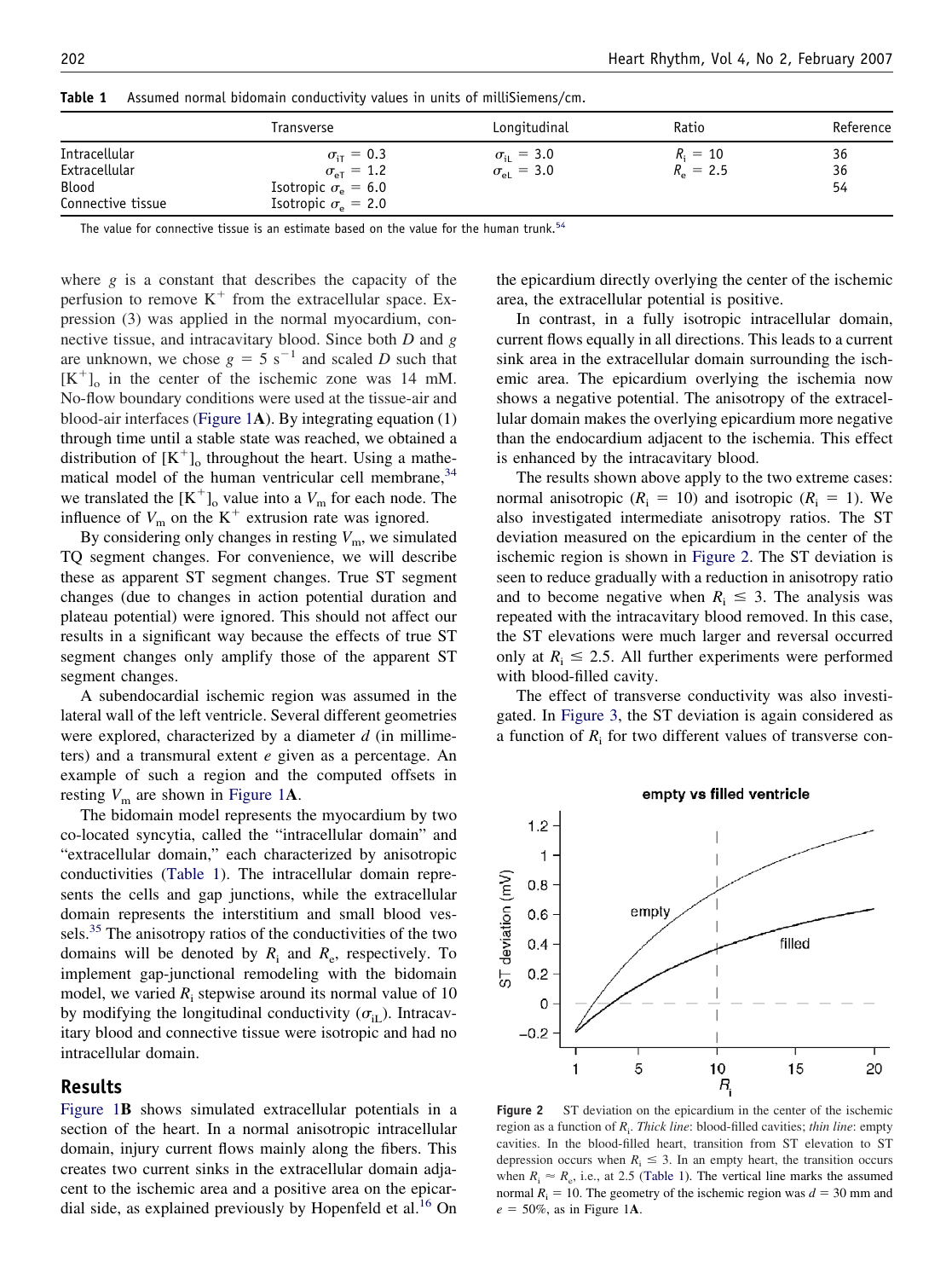**Table 1** Assumed normal bidomain conductivity values in units of milliSiemens/cm.

| | Transverse | Longitudinal | Ratio | Reference |
|---|---|---|---|---|
| Intracellular | $\sigma_{iT} = 0.3$ | $\sigma_{iL} = 3.0$ | $R_i = 10$ | 36 |
| Extracellular | $\sigma_{eT} = 1.2$ | $\sigma_{eL} = 3.0$ | $R_e = 2.5$ | 36 |
| Blood | Isotropic $\sigma_e = 6.0$ | | | 54 |
| Connective tissue | Isotropic $\sigma_e = 2.0$ | | | |

The value for connective tissue is an estimate based on the value for the human trunk.[54]

where $g$ is a constant that describes the capacity of the perfusion to remove $K^+$ from the extracellular space. Expression (3) was applied in the normal myocardium, connective tissue, and intracavitary blood. Since both $D$ and $g$ are unknown, we chose $g = 5\ s^{-1}$ and scaled $D$ such that $[K^+]_o$ in the center of the ischemic zone was 14 mM. No-flow boundary conditions were used at the tissue-air and blood-air interfaces (Figure 1A). By integrating equation (1) through time until a stable state was reached, we obtained a distribution of $[K^+]_o$ throughout the heart. Using a mathematical model of the human ventricular cell membrane,[34] we translated the $[K^+]_o$ value into a $V_m$ for each node. The influence of $V_m$ on the $K^+$ extrusion rate was ignored.

By considering only changes in resting $V_m$, we simulated TQ segment changes. For convenience, we will describe these as apparent ST segment changes. True ST segment changes (due to changes in action potential duration and plateau potential) were ignored. This should not affect our results in a significant way because the effects of true ST segment changes only amplify those of the apparent ST segment changes.

A subendocardial ischemic region was assumed in the lateral wall of the left ventricle. Several different geometries were explored, characterized by a diameter $d$ (in millimeters) and a transmural extent $e$ given as a percentage. An example of such a region and the computed offsets in resting $V_m$ are shown in Figure 1A.

The bidomain model represents the myocardium by two co-located syncytia, called the "intracellular domain" and "extracellular domain," each characterized by anisotropic conductivities (Table 1). The intracellular domain represents the cells and gap junctions, while the extracellular domain represents the interstitium and small blood vessels.[35] The anisotropy ratios of the conductivities of the two domains will be denoted by $R_i$ and $R_e$, respectively. To implement gap-junctional remodeling with the bidomain model, we varied $R_i$ stepwise around its normal value of 10 by modifying the longitudinal conductivity ($\sigma_{iL}$). Intracavitary blood and connective tissue were isotropic and had no intracellular domain.

## Results

Figure 1B shows simulated extracellular potentials in a section of the heart. In a normal anisotropic intracellular domain, injury current flows mainly along the fibers. This creates two current sinks in the extracellular domain adjacent to the ischemic area and a positive area on the epicardial side, as explained previously by Hopenfeld et al.[16] On the epicardium directly overlying the center of the ischemic area, the extracellular potential is positive.

In contrast, in a fully isotropic intracellular domain, current flows equally in all directions. This leads to a current sink area in the extracellular domain surrounding the ischemic area. The epicardium overlying the ischemia now shows a negative potential. The anisotropy of the extracellular domain makes the overlying epicardium more negative than the endocardium adjacent to the ischemia. This effect is enhanced by the intracavitary blood.

The results shown above apply to the two extreme cases: normal anisotropic ($R_i = 10$) and isotropic ($R_i = 1$). We also investigated intermediate anisotropy ratios. The ST deviation measured on the epicardium in the center of the ischemic region is shown in Figure 2. The ST deviation is seen to reduce gradually with a reduction in anisotropy ratio and to become negative when $R_i \leq 3$. The analysis was repeated with the intracavitary blood removed. In this case, the ST elevations were much larger and reversal occurred only at $R_i \leq 2.5$. All further experiments were performed with blood-filled cavity.

The effect of transverse conductivity was also investigated. In Figure 3, the ST deviation is again considered as a function of $R_i$ for two different values of transverse con-

**Figure 2** ST deviation on the epicardium in the center of the ischemic region as a function of $R_i$. *Thick line*: blood-filled cavities; *thin line*: empty cavities. In the blood-filled heart, transition from ST elevation to ST depression occurs when $R_i \leq 3$. In an empty heart, the transition occurs when $R_i \approx R_e$, i.e., at 2.5 (Table 1). The vertical line marks the assumed normal $R_i = 10$. The geometry of the ischemic region was $d = 30$ mm and $e = 50\%$, as in Figure 1A.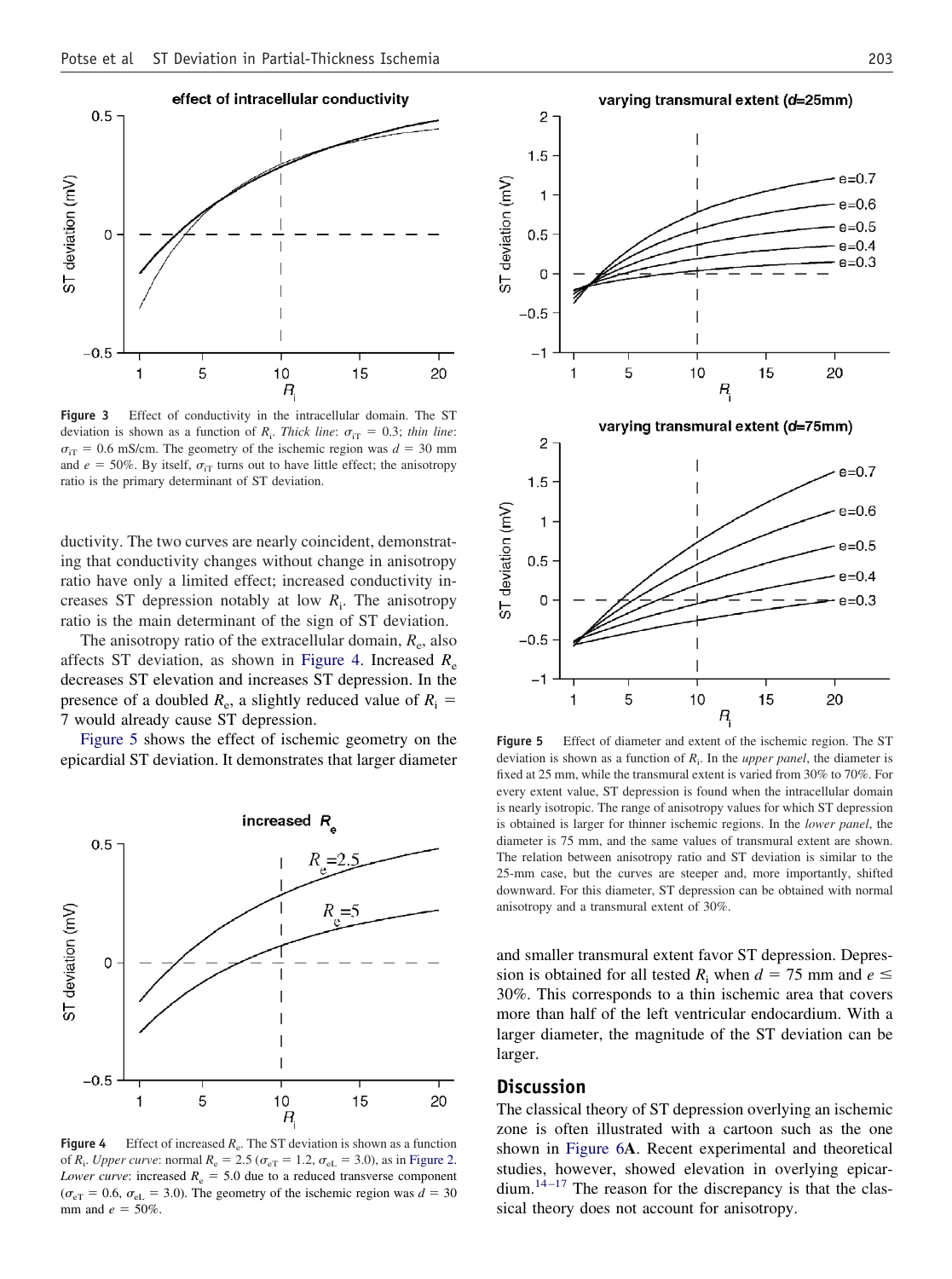**Figure 3** Effect of conductivity in the intracellular domain. The ST deviation is shown as a function of $R_i$. *Thick line*: $\sigma_{iT} = 0.3$; *thin line*: $\sigma_{iT} = 0.6$ mS/cm. The geometry of the ischemic region was $d = 30$ mm and $e = 50\%$. By itself, $\sigma_{iT}$ turns out to have little effect; the anisotropy ratio is the primary determinant of ST deviation.

ductivity. The two curves are nearly coincident, demonstrating that conductivity changes without change in anisotropy ratio have only a limited effect; increased conductivity increases ST depression notably at low $R_i$. The anisotropy ratio is the main determinant of the sign of ST deviation.

The anisotropy ratio of the extracellular domain, $R_e$, also affects ST deviation, as shown in Figure 4. Increased $R_e$ decreases ST elevation and increases ST depression. In the presence of a doubled $R_e$, a slightly reduced value of $R_i = 7$ would already cause ST depression.

Figure 5 shows the effect of ischemic geometry on the epicardial ST deviation. It demonstrates that larger diameter and smaller transmural extent favor ST depression. Depression is obtained for all tested $R_i$ when $d = 75$ mm and $e \leq 30\%$. This corresponds to a thin ischemic area that covers more than half of the left ventricular endocardium. With a larger diameter, the magnitude of the ST deviation can be larger.

**Figure 4** Effect of increased $R_e$. The ST deviation is shown as a function of $R_i$. *Upper curve*: normal $R_e = 2.5$ ($\sigma_{eT} = 1.2$, $\sigma_{eL} = 3.0$), as in Figure 2. *Lower curve*: increased $R_e = 5.0$ due to a reduced transverse component ($\sigma_{eT} = 0.6$, $\sigma_{eL} = 3.0$). The geometry of the ischemic region was $d = 30$ mm and $e = 50\%$.

**Figure 5** Effect of diameter and extent of the ischemic region. The ST deviation is shown as a function of $R_i$. In the *upper panel*, the diameter is fixed at 25 mm, while the transmural extent is varied from 30% to 70%. For every extent value, ST depression is found when the intracellular domain is nearly isotropic. The range of anisotropy values for which ST depression is obtained is larger for thinner ischemic regions. In the *lower panel*, the diameter is 75 mm, and the same values of transmural extent are shown. The relation between anisotropy ratio and ST deviation is similar to the 25-mm case, but the curves are steeper and, more importantly, shifted downward. For this diameter, ST depression can be obtained with normal anisotropy and a transmural extent of 30%.

## Discussion

The classical theory of ST depression overlying an ischemic zone is often illustrated with a cartoon such as the one shown in Figure 6**A**. Recent experimental and theoretical studies, however, showed elevation in overlying epicardium.[14–17] The reason for the discrepancy is that the classical theory does not account for anisotropy.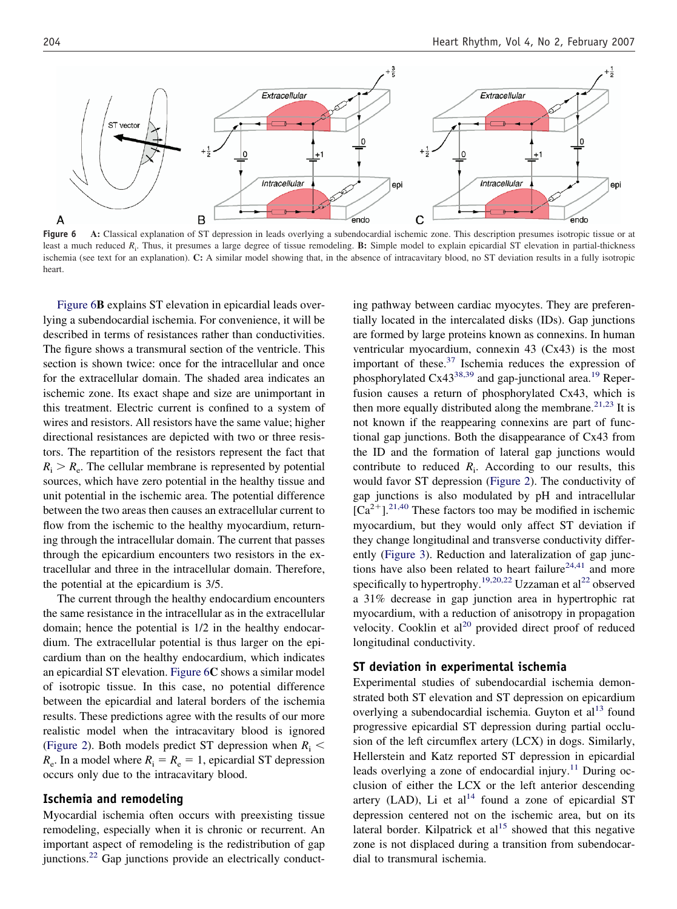**Figure 6** **A:** Classical explanation of ST depression in leads overlying a subendocardial ischemic zone. This description presumes isotropic tissue or at least a much reduced $R_i$. Thus, it presumes a large degree of tissue remodeling. **B:** Simple model to explain epicardial ST elevation in partial-thickness ischemia (see text for an explanation). **C:** A similar model showing that, in the absence of intracavitary blood, no ST deviation results in a fully isotropic heart.

Figure 6**B** explains ST elevation in epicardial leads overlying a subendocardial ischemia. For convenience, it will be described in terms of resistances rather than conductivities. The figure shows a transmural section of the ventricle. This section is shown twice: once for the intracellular and once for the extracellular domain. The shaded area indicates an ischemic zone. Its exact shape and size are unimportant in this treatment. Electric current is confined to a system of wires and resistors. All resistors have the same value; higher directional resistances are depicted with two or three resistors. The repartition of the resistors represent the fact that $R_i > R_e$. The cellular membrane is represented by potential sources, which have zero potential in the healthy tissue and unit potential in the ischemic zone. The potential difference between the two areas then causes an extracellular current to flow from the ischemic to the healthy myocardium, returning through the intracellular domain. The current that passes through the epicardium encounters two resistors in the extracellular and three in the intracellular domain. Therefore, the potential at the epicardium is 3/5.

The current through the healthy endocardium encounters the same resistance in the intracellular as in the extracellular domain; hence the potential is 1/2 in the healthy endocardium. The extracellular potential is thus larger on the epicardium than on the healthy endocardium, which indicates an epicardial ST elevation. Figure 6C shows a similar model of isotropic tissue. In this case, no potential difference between the epicardial and lateral borders of the ischemia results. These predictions agree with the results of our more realistic model when the intracavitary blood is ignored (Figure 2). Both models predict ST depression when $R_i < R_e$. In a model where $R_i = R_e = 1$, epicardial ST depression occurs only due to the intracavitary blood.

## Ischemia and remodeling

Myocardial ischemia often occurs with preexisting tissue remodeling, especially when it is chronic or recurrent. An important aspect of remodeling is the redistribution of gap junctions.[22] Gap junctions provide an electrically conducting pathway between cardiac myocytes. They are preferentially located in the intercalated disks (IDs). Gap junctions are formed by large proteins known as connexins. In human ventricular myocardium, connexin 43 (Cx43) is the most important of these.[37] Ischemia reduces the expression of phosphorylated Cx43[38,39] and gap-junctional area.[19] Reperfusion causes a return of phosphorylated Cx43, which is then more equally distributed along the membrane.[21,23] It is not known if the reappearing connexins are part of functional gap junctions. Both the disappearance of Cx43 from the ID and the formation of lateral gap junctions would contribute to reduced $R_i$. According to our results, this would favor ST depression (Figure 2). The conductivity of gap junctions is also modulated by pH and intracellular $[Ca^{2+}]$.[21,40] These factors too may be modified in ischemic myocardium, but they would only affect ST deviation if they change longitudinal and transverse conductivity differently (Figure 3). Reduction and lateralization of gap junctions have also been related to heart failure[24,41] and more specifically to hypertrophy.[19,20,22] Uzzaman et al[22] observed a 31% decrease in gap junction area in hypertrophic rat myocardium, with a reduction of anisotropy in propagation velocity. Cooklin et al[20] provided direct proof of reduced longitudinal conductivity.

## ST deviation in experimental ischemia

Experimental studies of subendocardial ischemia demonstrated both ST elevation and ST depression on epicardium overlying a subendocardial ischemia. Guyton et al[13] found progressive epicardial ST depression during partial occlusion of the left circumflex artery (LCX) in dogs. Similarly, Hellerstein and Katz reported ST depression in epicardial leads overlying a zone of endocardial injury.[11] During occlusion of either the LCX or the left anterior descending artery (LAD), Li et al[14] found a zone of epicardial ST depression centered not on the ischemic area, but on its lateral border. Kilpatrick et al[15] showed that this negative zone is not displaced during a transition from subendocardial to transmural ischemia.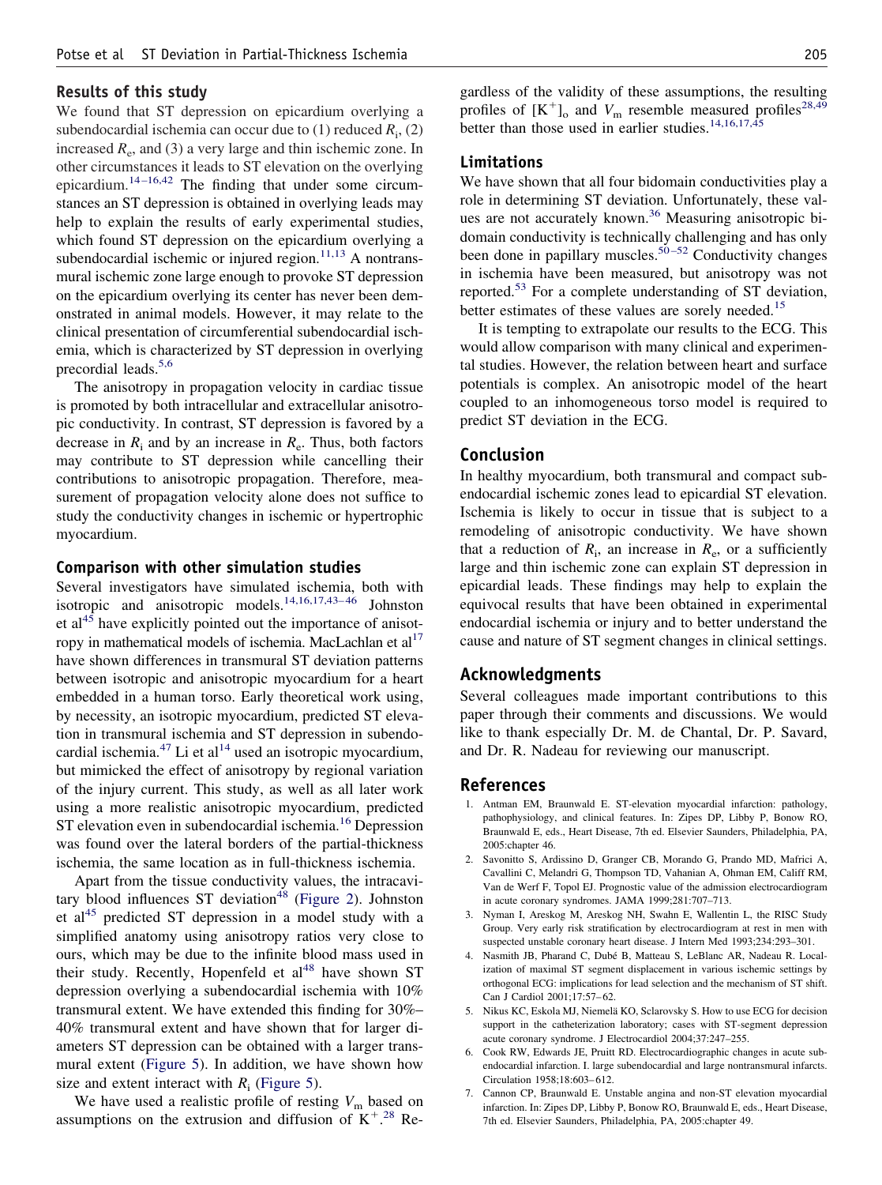## Results of this study

We found that ST depression on epicardium overlying a subendocardial ischemia can occur due to (1) reduced $R_i$, (2) increased $R_e$, and (3) a very large and thin ischemic zone. In other circumstances it leads to ST elevation on the overlying epicardium.[14–16,42] The finding that under some circumstances an ST depression is obtained in overlying leads may help to explain the results of early experimental studies, which found ST depression on the epicardium overlying a subendocardial ischemic or injured region.[11,13] A nontransmural ischemic zone large enough to provoke ST depression on the epicardium overlying its center has never been demonstrated in animal models. However, it may relate to the clinical presentation of circumferential subendocardial ischemia, which is characterized by ST depression in overlying precordial leads.[5,6]

The anisotropy in propagation velocity in cardiac tissue is promoted by both intracellular and extracellular anisotropic conductivity. In contrast, ST depression is favored by a decrease in $R_i$ and by an increase in $R_e$. Thus, both factors may contribute to ST depression while cancelling their contributions to anisotropic propagation. Therefore, measurement of propagation velocity alone does not suffice to study the conductivity changes in ischemic or hypertrophic myocardium.

## Comparison with other simulation studies

Several investigators have simulated ischemia, both with isotropic and anisotropic models.[14,16,17,43–46] Johnston et al[45] have explicitly pointed out the importance of anisotropy in mathematical models of ischemia. MacLachlan et al[17] have shown differences in transmural ST deviation patterns between isotropic and anisotropic myocardium for a heart embedded in a human torso. Early theoretical work using, by necessity, an isotropic myocardium, predicted ST elevation in transmural ischemia and ST depression in subendocardial ischemia.[47] Li et al[14] used an isotropic myocardium, but mimicked the effect of anisotropy by regional variation of the injury current. This study, as well as all later work using a more realistic anisotropic myocardium, predicted ST elevation even in subendocardial ischemia.[16] Depression was found over the lateral borders of the partial-thickness ischemia, the same location as in full-thickness ischemia.

Apart from the tissue conductivity values, the intracavitary blood influences ST deviation[48] (Figure 2). Johnston et al[45] predicted ST depression in a model study with a simplified anatomy using anisotropy ratios very close to ours, which may be due to the infinite blood mass used in their study. Recently, Hopenfeld et al[48] have shown ST depression overlying a subendocardial ischemia with 10% transmural extent. We have extended this finding for 30%–40% transmural extent and have shown that for larger diameters ST depression can be obtained with a larger transmural extent (Figure 5). In addition, we have shown how size and extent interact with $R_i$ (Figure 5).

We have used a realistic profile of resting $V_m$ based on assumptions on the extrusion and diffusion of $K^+$.[28] Regardless of the validity of these assumptions, the resulting profiles of $[K^+]_o$ and $V_m$ resemble measured profiles[28,49] better than those used in earlier studies.[14,16,17,45]

## Limitations

We have shown that all four bidomain conductivities play a role in determining ST deviation. Unfortunately, these values are not accurately known.[36] Measuring anisotropic bidomain conductivity is technically challenging and has only been done in papillary muscles.[50–52] Conductivity changes in ischemia have been measured, but anisotropy was not reported.[53] For a complete understanding of ST deviation, better estimates of these values are sorely needed.[15]

It is tempting to extrapolate our results to the ECG. This would allow comparison with many clinical and experimental studies. However, the relation between heart and surface potentials is complex. An anisotropic model of the heart coupled to an inhomogeneous torso model is required to predict ST deviation in the ECG.

## Conclusion

In healthy myocardium, both transmural and compact subendocardial ischemic zones lead to epicardial ST elevation. Ischemia is likely to occur in tissue that is subject to a remodeling of anisotropic conductivity. We have shown that a reduction of $R_i$, an increase in $R_e$, or a sufficiently large and thin ischemic zone can explain ST depression in epicardial leads. These findings may help to explain the equivocal results that have been obtained in experimental endocardial ischemia or injury and to better understand the cause and nature of ST segment changes in clinical settings.

## Acknowledgments

Several colleagues made important contributions to this paper through their comments and discussions. We would like to thank especially Dr. M. de Chantal, Dr. P. Savard, and Dr. R. Nadeau for reviewing our manuscript.

## References

1. Antman EM, Braunwald E. ST-elevation myocardial infarction: pathology, pathophysiology, and clinical features. In: Zipes DP, Libby P, Bonow RO, Braunwald E, eds., Heart Disease, 7th ed. Elsevier Saunders, Philadelphia, PA, 2005:chapter 46.
2. Savonitto S, Ardissino D, Granger CB, Morando G, Prando MD, Mafrici A, Cavallini C, Melandri G, Thompson TD, Vahanian A, Ohman EM, Califf RM, Van de Werf F, Topol EJ. Prognostic value of the admission electrocardiogram in acute coronary syndromes. JAMA 1999;281:707–713.
3. Nyman I, Areskog M, Areskog NH, Swahn E, Wallentin L, the RISC Study Group. Very early risk stratification by electrocardiogram at rest in men with suspected unstable coronary heart disease. J Intern Med 1993;234:293–301.
4. Nasmith JB, Pharand C, Dubé B, Matteau S, LeBlanc AR, Nadeau R. Localization of maximal ST segment displacement in various ischemic settings by orthogonal ECG: implications for lead selection and the mechanism of ST shift. Can J Cardiol 2001;17:57–62.
5. Nikus KC, Eskola MJ, Niemelä KO, Sclarovsky S. How to use ECG for decision support in the catheterization laboratory; cases with ST-segment depression acute coronary syndrome. J Electrocardiol 2004;37:247–255.
6. Cook RW, Edwards JE, Pruitt RD. Electrocardiographic changes in acute subendocardial infarction. I. large subendocardial and large nontransmural infarcts. Circulation 1958;18:603–612.
7. Cannon CP, Braunwald E. Unstable angina and non-ST elevation myocardial infarction. In: Zipes DP, Libby P, Bonow RO, Braunwald E, eds., Heart Disease, 7th ed. Elsevier Saunders, Philadelphia, PA, 2005:chapter 49.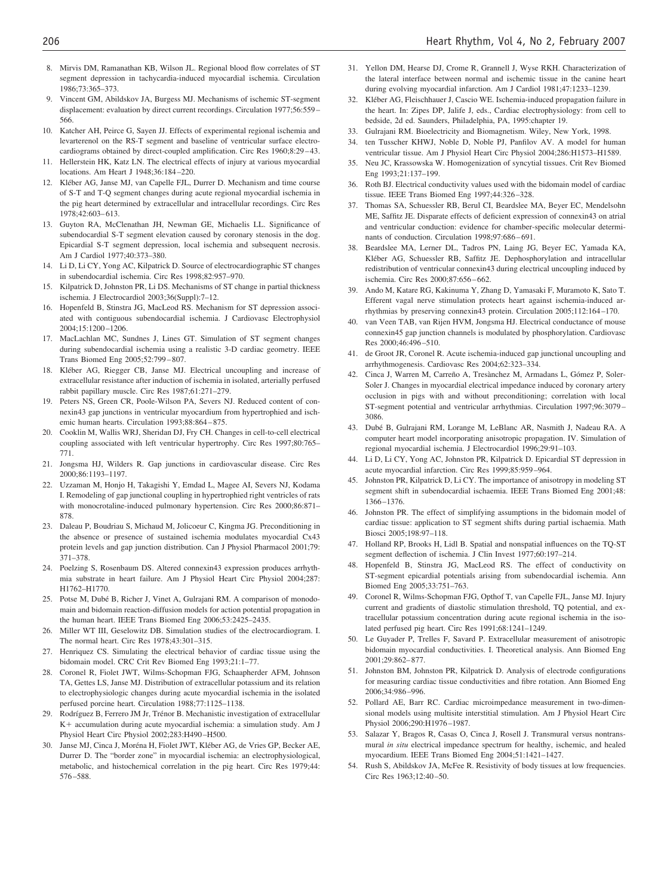8. Mirvis DM, Ramanathan KB, Wilson JL. Regional blood flow correlates of ST segment depression in tachycardia-induced myocardial ischemia. Circulation 1986;73:365–373.
9. Vincent GM, Abildskov JA, Burgess MJ. Mechanisms of ischemic ST-segment displacement: evaluation by direct current recordings. Circulation 1977;56:559–566.
10. Katcher AH, Peirce G, Sayen JJ. Effects of experimental regional ischemia and levarterenol on the RS-T segment and baseline of ventricular surface electrocardiograms obtained by direct-coupled amplification. Circ Res 1960;8:29–43.
11. Hellerstein HK, Katz LN. The electrical effects of injury at various myocardial locations. Am Heart J 1948;36:184–220.
12. Kléber AG, Janse MJ, van Capelle FJL, Durrer D. Mechanism and time course of S-T and T-Q segment changes during acute regional myocardial ischemia in the pig heart determined by extracellular and intracellular recordings. Circ Res 1978;42:603–613.
13. Guyton RA, McClenathan JH, Newman GE, Michaelis LL. Significance of subendocardial S-T segment elevation caused by coronary stenosis in the dog. Epicardial S-T segment depression, local ischemia and subsequent necrosis. Am J Cardiol 1977;40:373–380.
14. Li D, Li CY, Yong AC, Kilpatrick D. Source of electrocardiographic ST changes in subendocardial ischemia. Circ Res 1998;82:957–970.
15. Kilpatrick D, Johnston PR, Li DS. Mechanisms of ST change in partial thickness ischemia. J Electrocardiol 2003;36(Suppl):7–12.
16. Hopenfeld B, Stinstra JG, MacLeod RS. Mechanism for ST depression associated with contiguous subendocardial ischemia. J Cardiovasc Electrophysiol 2004;15:1200–1206.
17. MacLachlan MC, Sundnes J, Lines GT. Simulation of ST segment changes during subendocardial ischemia using a realistic 3-D cardiac geometry. IEEE Trans Biomed Eng 2005;52:799–807.
18. Kléber AG, Riegger CB, Janse MJ. Electrical uncoupling and increase of extracellular resistance after induction of ischemia in isolated, arterially perfused rabbit papillary muscle. Circ Res 1987;61:271–279.
19. Peters NS, Green CR, Poole-Wilson PA, Severs NJ. Reduced content of connexin43 gap junctions in ventricular myocardium from hypertrophied and ischemic human hearts. Circulation 1993;88:864–875.
20. Cooklin M, Wallis WRJ, Sheridan DJ, Fry CH. Changes in cell-to-cell electrical coupling associated with left ventricular hypertrophy. Circ Res 1997;80:765–771.
21. Jongsma HJ, Wilders R. Gap junctions in cardiovascular disease. Circ Res 2000;86:1193–1197.
22. Uzzaman M, Honjo H, Takagishi Y, Emdad L, Magee AI, Severs NJ, Kodama I. Remodeling of gap junctional coupling in hypertrophied right ventricles of rats with monocrotaline-induced pulmonary hypertension. Circ Res 2000;86:871–878.
23. Daleau P, Boudriau S, Michaud M, Jolicoeur C, Kingma JG. Preconditioning in the absence or presence of sustained ischemia modulates myocardial Cx43 protein levels and gap junction distribution. Can J Physiol Pharmacol 2001;79:371–378.
24. Poelzing S, Rosenbaum DS. Altered connexin43 expression produces arrhythmia substrate in heart failure. Am J Physiol Heart Circ Physiol 2004;287:H1762–H1770.
25. Potse M, Dubé B, Richer J, Vinet A, Gulrajani RM. A comparison of monodomain and bidomain reaction-diffusion models for action potential propagation in the human heart. IEEE Trans Biomed Eng 2006;53:2425–2435.
26. Miller WT III, Geselowitz DB. Simulation studies of the electrocardiogram. I. The normal heart. Circ Res 1978;43:301–315.
27. Henriquez CS. Simulating the electrical behavior of cardiac tissue using the bidomain model. CRC Crit Rev Biomed Eng 1993;21:1–77.
28. Coronel R, Fiolet JWT, Wilms-Schopman FJG, Schaapherder AFM, Johnson TA, Gettes LS, Janse MJ. Distribution of extracellular potassium and its relation to electrophysiologic changes during acute myocardial ischemia in the isolated perfused porcine heart. Circulation 1988;77:1125–1138.
29. Rodríguez B, Ferrero JM Jr, Trénor B. Mechanistic investigation of extracellular K+ accumulation during acute myocardial ischemia: a simulation study. Am J Physiol Heart Circ Physiol 2002;283:H490–H500.
30. Janse MJ, Cinca J, Moréna H, Fiolet JWT, Kléber AG, de Vries GP, Becker AE, Durrer D. The "border zone" in myocardial ischemia: an electrophysiological, metabolic, and histochemical correlation in the pig heart. Circ Res 1979;44:576–588.
31. Yellon DM, Hearse DJ, Crome R, Grannell J, Wyse RKH. Characterization of the lateral interface between normal and ischemic tissue in the canine heart during evolving myocardial infarction. Am J Cardiol 1981;47:1233–1239.
32. Kléber AG, Fleischhauer J, Cascio WE. Ischemia-induced propagation failure in the heart. In: Zipes DP, Jalife J, eds., Cardiac electrophysiology: from cell to bedside, 2d ed. Saunders, Philadelphia, PA, 1995:chapter 19.
33. Gulrajani RM. Bioelectricity and Biomagnetism. Wiley, New York, 1998.
34. ten Tusscher KHWJ, Noble D, Noble PJ, Panfilov AV. A model for human ventricular tissue. Am J Physiol Heart Circ Physiol 2004;286:H1573–H1589.
35. Neu JC, Krassowska W. Homogenization of syncytial tissues. Crit Rev Biomed Eng 1993;21:137–199.
36. Roth BJ. Electrical conductivity values used with the bidomain model of cardiac tissue. IEEE Trans Biomed Eng 1997;44:326–328.
37. Thomas SA, Schuessler RB, Berul CI, Beardslee MA, Beyer EC, Mendelsohn ME, Saffitz JE. Disparate effects of deficient expression of connexin43 on atrial and ventricular conduction: evidence for chamber-specific molecular determinants of conduction. Circulation 1998;97:686–691.
38. Beardslee MA, Lerner DL, Tadros PN, Laing JG, Beyer EC, Yamada KA, Kléber AG, Schuessler RB, Saffitz JE. Dephosphorylation and intracellular redistribution of ventricular connexin43 during electrical uncoupling induced by ischemia. Circ Res 2000;87:656–662.
39. Ando M, Katare RG, Kakinuma Y, Zhang D, Yamasaki F, Muramoto K, Sato T. Efferent vagal nerve stimulation protects heart against ischemia-induced arrhythmias by preserving connexin43 protein. Circulation 2005;112:164–170.
40. van Veen TAB, van Rijen HVM, Jongsma HJ. Electrical conductance of mouse connexin45 gap junction channels is modulated by phosphorylation. Cardiovasc Res 2000;46:496–510.
41. de Groot JR, Coronel R. Acute ischemia-induced gap junctional uncoupling and arrhythmogenesis. Cardiovasc Res 2004;62:323–334.
42. Cinca J, Warren M, Carreño A, Tresànchez M, Armadans L, Gómez P, Soler-Soler J. Changes in myocardial electrical impedance induced by coronary artery occlusion in pigs with and without preconditioning; correlation with local ST-segment potential and ventricular arrhythmias. Circulation 1997;96:3079–3086.
43. Dubé B, Gulrajani RM, Lorange M, LeBlanc AR, Nasmith J, Nadeau RA. A computer heart model incorporating anisotropic propagation. IV. Simulation of regional myocardial ischemia. J Electrocardiol 1996;29:91–103.
44. Li D, Li CY, Yong AC, Johnston PR, Kilpatrick D. Epicardial ST depression in acute myocardial infarction. Circ Res 1999;85:959–964.
45. Johnston PR, Kilpatrick D, Li CY. The importance of anisotropy in modeling ST segment shift in subendocardial ischaemia. IEEE Trans Biomed Eng 2001;48:1366–1376.
46. Johnston PR. The effect of simplifying assumptions in the bidomain model of cardiac tissue: application to ST segment shifts during partial ischaemia. Math Biosci 2005;198:97–118.
47. Holland RP, Brooks H, Lidl B. Spatial and nonspatial influences on the TQ-ST segment deflection of ischemia. J Clin Invest 1977;60:197–214.
48. Hopenfeld B, Stinstra JG, MacLeod RS. The effect of conductivity on ST-segment epicardial potentials arising from subendocardial ischemia. Ann Biomed Eng 2005;33:751–763.
49. Coronel R, Wilms-Schopman FJG, Opthof T, van Capelle FJL, Janse MJ. Injury current and gradients of diastolic stimulation threshold, TQ potential, and extracellular potassium concentration during acute regional ischemia in the isolated perfused pig heart. Circ Res 1991;68:1241–1249.
50. Le Guyader P, Trelles F, Savard P. Extracellular measurement of anisotropic bidomain myocardial conductivities. I. Theoretical analysis. Ann Biomed Eng 2001;29:862–877.
51. Johnston BM, Johnston PR, Kilpatrick D. Analysis of electrode configurations for measuring cardiac tissue conductivities and fibre rotation. Ann Biomed Eng 2006;34:986–996.
52. Pollard AE, Barr RC. Cardiac microimpedance measurement in two-dimensional models using multisite interstitial stimulation. Am J Physiol Heart Circ Physiol 2006;290:H1976–1987.
53. Salazar Y, Bragos R, Casas O, Cinca J, Rosell J. Transmural versus nontransmural *in situ* electrical impedance spectrum for healthy, ischemic, and healed myocardium. IEEE Trans Biomed Eng 2004;51:1421–1427.
54. Rush S, Abildskov JA, McFee R. Resistivity of body tissues at low frequencies. Circ Res 1963;12:40–50.